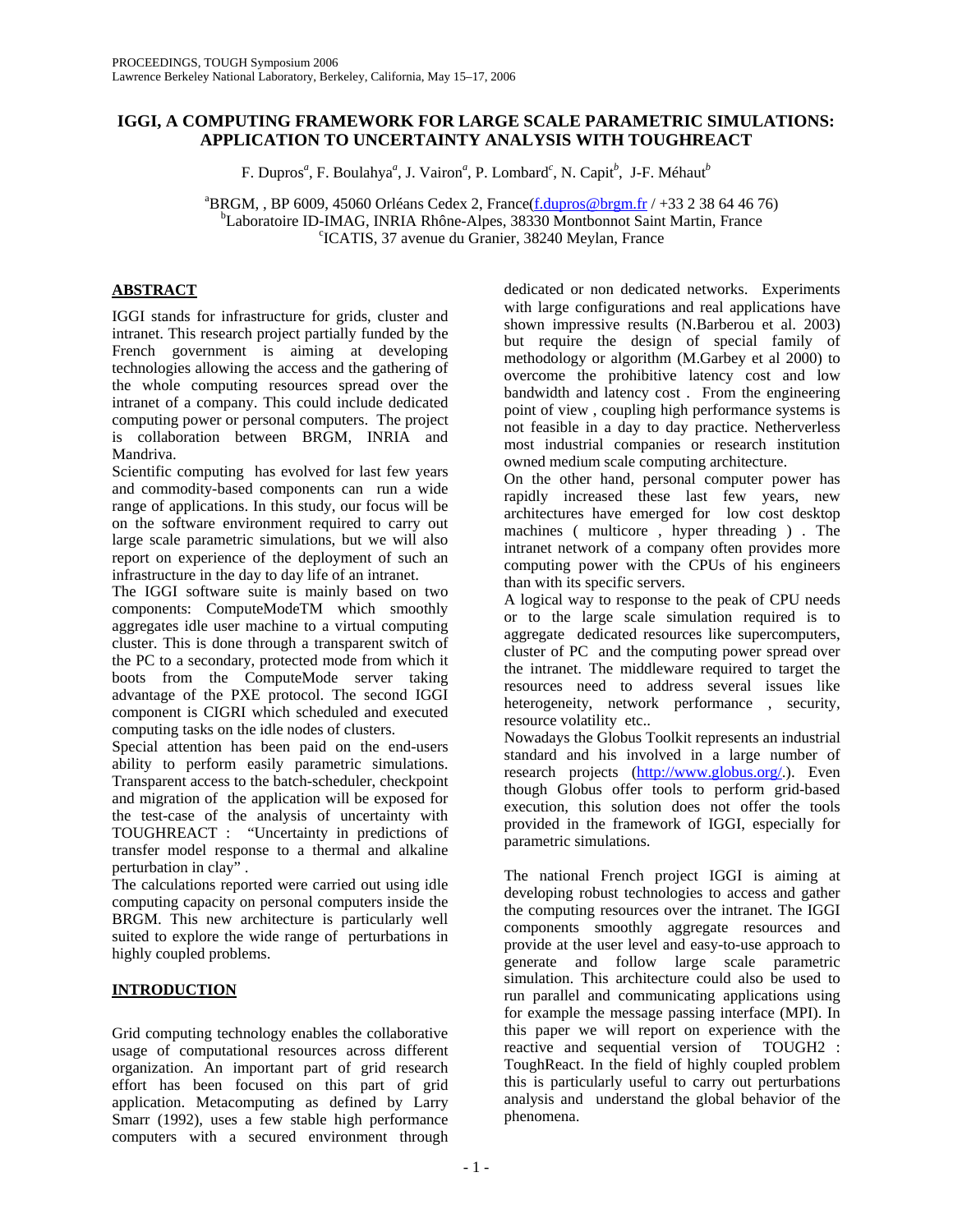# IGGI, A COMPUTING FRAMEWORK FOR LARGE SCALE PARAMETRIC SIMULATIONS: APPLICATION TO UNCERTAINTY ANALYSIS WITH TOUGHREACT

F. Dupros[a], F. Boulahya[a], J. Vairon[a], P. Lombard[c], N. Capit[b], J-F. Méhaut[b]

[a]BRGM, , BP 6009, 45060 Orléans Cedex 2, France(f.dupros@brgm.fr / +33 2 38 64 46 76)
[b]Laboratoire ID-IMAG, INRIA Rhône-Alpes, 38330 Montbonnot Saint Martin, France
[c]ICATIS, 37 avenue du Granier, 38240 Meylan, France

## ABSTRACT

IGGI stands for infrastructure for grids, cluster and intranet. This research project partially funded by the French government is aiming at developing technologies allowing the access and the gathering of the whole computing resources spread over the intranet of a company. This could include dedicated computing power or personal computers. The project is collaboration between BRGM, INRIA and Mandriva.

Scientific computing has evolved for last few years and commodity-based components can run a wide range of applications. In this study, our focus will be on the software environment required to carry out large scale parametric simulations, but we will also report on experience of the deployment of such an infrastructure in the day to day life of an intranet.

The IGGI software suite is mainly based on two components: ComputeModeTM which smoothly aggregates idle user machine to a virtual computing cluster. This is done through a transparent switch of the PC to a secondary, protected mode from which it boots from the ComputeMode server taking advantage of the PXE protocol. The second IGGI component is CIGRI which scheduled and executed computing tasks on the idle nodes of clusters.

Special attention has been paid on the end-users ability to perform easily parametric simulations. Transparent access to the batch-scheduler, checkpoint and migration of the application will be exposed for the test-case of the analysis of uncertainty with TOUGHREACT : "Uncertainty in predictions of transfer model response to a thermal and alkaline perturbation in clay" .

The calculations reported were carried out using idle computing capacity on personal computers inside the BRGM. This new architecture is particularly well suited to explore the wide range of perturbations in highly coupled problems.

## INTRODUCTION

Grid computing technology enables the collaborative usage of computational resources across different organization. An important part of grid research effort has been focused on this part of grid application. Metacomputing as defined by Larry Smarr (1992), uses a few stable high performance computers with a secured environment through dedicated or non dedicated networks. Experiments with large configurations and real applications have shown impressive results (N.Barberou et al. 2003) but require the design of special family of methodology or algorithm (M.Garbey et al 2000) to overcome the prohibitive latency cost and low bandwidth and latency cost . From the engineering point of view , coupling high performance systems is not feasible in a day to day practice. Netherverless most industrial companies or research institution owned medium scale computing architecture.

On the other hand, personal computer power has rapidly increased these last few years, new architectures have emerged for low cost desktop machines ( multicore , hyper threading ) . The intranet network of a company often provides more computing power with the CPUs of his engineers than with its specific servers.

A logical way to response to the peak of CPU needs or to the large scale simulation required is to aggregate dedicated resources like supercomputers, cluster of PC and the computing power spread over the intranet. The middleware required to target the resources need to address several issues like heterogeneity, network performance , security, resource volatility etc..

Nowadays the Globus Toolkit represents an industrial standard and his involved in a large number of research projects (http://www.globus.org/.). Even though Globus offer tools to perform grid-based execution, this solution does not offer the tools provided in the framework of IGGI, especially for parametric simulations.

The national French project IGGI is aiming at developing robust technologies to access and gather the computing resources over the intranet. The IGGI components smoothly aggregate resources and provide at the user level and easy-to-use approach to generate and follow large scale parametric simulation. This architecture could also be used to run parallel and communicating applications using for example the message passing interface (MPI). In this paper we will report on experience with the reactive and sequential version of TOUGH2 : ToughReact. In the field of highly coupled problem this is particularly useful to carry out perturbations analysis and understand the global behavior of the phenomena.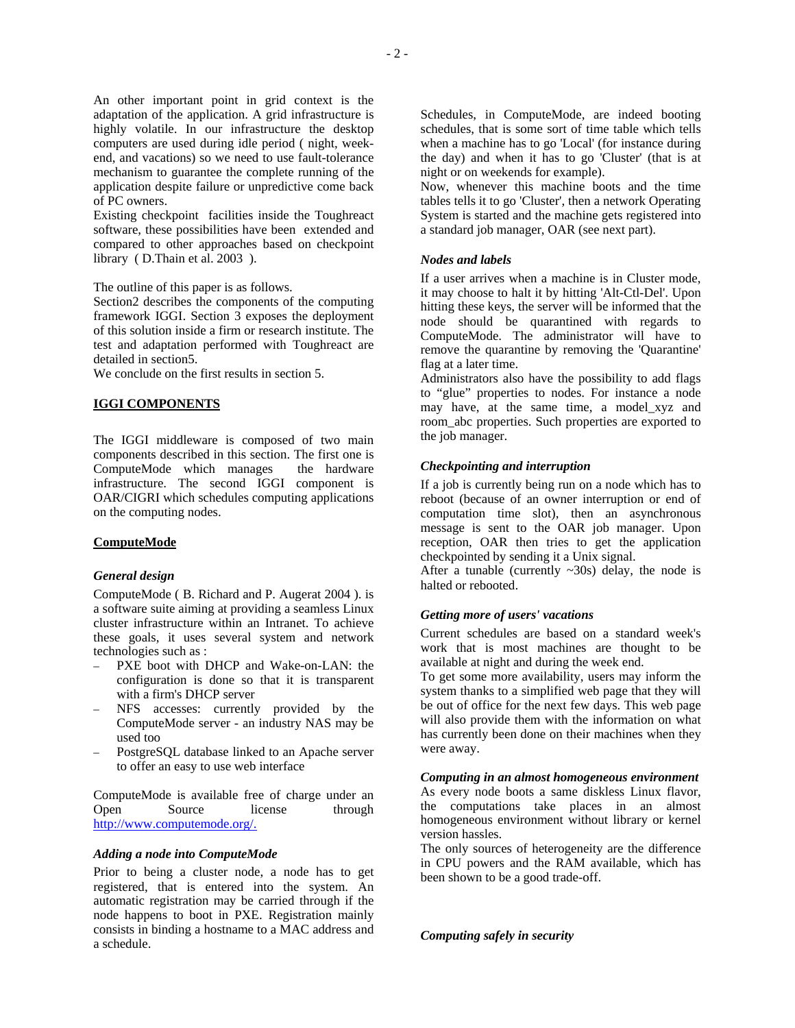An other important point in grid context is the adaptation of the application. A grid infrastructure is highly volatile. In our infrastructure the desktop computers are used during idle period ( night, week-end, and vacations) so we need to use fault-tolerance mechanism to guarantee the complete running of the application despite failure or unpredictive come back of PC owners.

Existing checkpoint facilities inside the Toughreact software, these possibilities have been extended and compared to other approaches based on checkpoint library ( D.Thain et al. 2003 ).

The outline of this paper is as follows.

Section2 describes the components of the computing framework IGGI. Section 3 exposes the deployment of this solution inside a firm or research institute. The test and adaptation performed with Toughreact are detailed in section5.

We conclude on the first results in section 5.

## IGGI COMPONENTS

The IGGI middleware is composed of two main components described in this section. The first one is ComputeMode which manages the hardware infrastructure. The second IGGI component is OAR/CIGRI which schedules computing applications on the computing nodes.

### ComputeMode

#### *General design*

ComputeMode ( B. Richard and P. Augerat 2004 ). is a software suite aiming at providing a seamless Linux cluster infrastructure within an Intranet. To achieve these goals, it uses several system and network technologies such as :

- PXE boot with DHCP and Wake-on-LAN: the configuration is done so that it is transparent with a firm's DHCP server
- NFS accesses: currently provided by the ComputeMode server - an industry NAS may be used too
- PostgreSQL database linked to an Apache server to offer an easy to use web interface

ComputeMode is available free of charge under an Open Source license through http://www.computemode.org/.

#### *Adding a node into ComputeMode*

Prior to being a cluster node, a node has to get registered, that is entered into the system. An automatic registration may be carried through if the node happens to boot in PXE. Registration mainly consists in binding a hostname to a MAC address and a schedule.

Schedules, in ComputeMode, are indeed booting schedules, that is some sort of time table which tells when a machine has to go 'Local' (for instance during the day) and when it has to go 'Cluster' (that is at night or on weekends for example).

Now, whenever this machine boots and the time tables tells it to go 'Cluster', then a network Operating System is started and the machine gets registered into a standard job manager, OAR (see next part).

#### *Nodes and labels*

If a user arrives when a machine is in Cluster mode, it may choose to halt it by hitting 'Alt-Ctl-Del'. Upon hitting these keys, the server will be informed that the node should be quarantined with regards to ComputeMode. The administrator will have to remove the quarantine by removing the 'Quarantine' flag at a later time.

Administrators also have the possibility to add flags to “glue” properties to nodes. For instance a node may have, at the same time, a model_xyz and room_abc properties. Such properties are exported to the job manager.

#### *Checkpointing and interruption*

If a job is currently being run on a node which has to reboot (because of an owner interruption or end of computation time slot), then an asynchronous message is sent to the OAR job manager. Upon reception, OAR then tries to get the application checkpointed by sending it a Unix signal.

After a tunable (currently ~30s) delay, the node is halted or rebooted.

#### *Getting more of users' vacations*

Current schedules are based on a standard week's work that is most machines are thought to be available at night and during the week end.

To get some more availability, users may inform the system thanks to a simplified web page that they will be out of office for the next few days. This web page will also provide them with the information on what has currently been done on their machines when they were away.

#### *Computing in an almost homogeneous environment*

As every node boots a same diskless Linux flavor, the computations take places in an almost homogeneous environment without library or kernel version hassles.

The only sources of heterogeneity are the difference in CPU powers and the RAM available, which has been shown to be a good trade-off.

#### *Computing safely in security*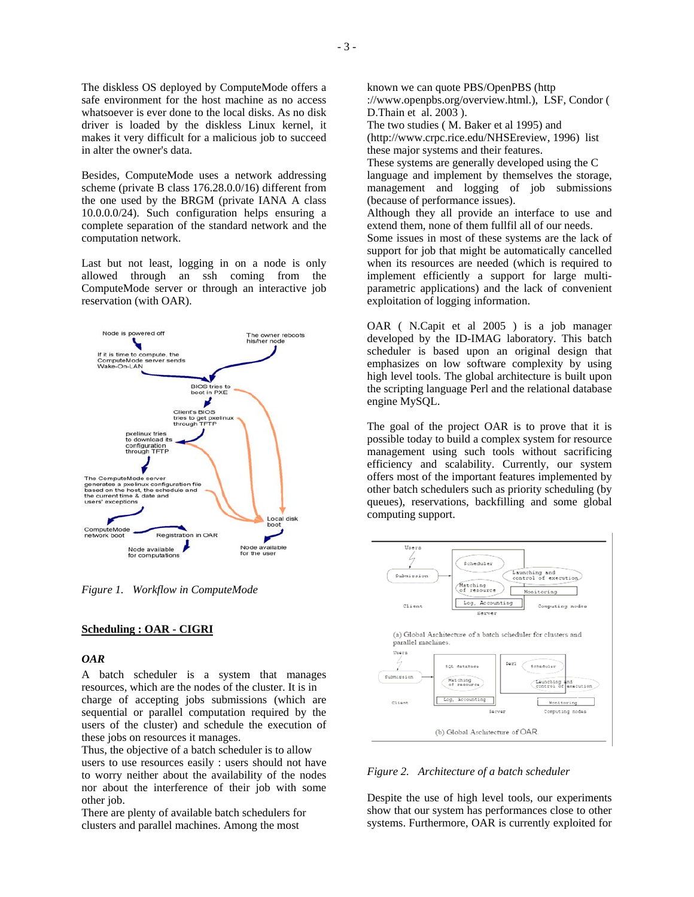The diskless OS deployed by ComputeMode offers a safe environment for the host machine as no access whatsoever is ever done to the local disks. As no disk driver is loaded by the diskless Linux kernel, it makes it very difficult for a malicious job to succeed in alter the owner's data.

Besides, ComputeMode uses a network addressing scheme (private B class 176.28.0.0/16) different from the one used by the BRGM (private IANA A class 10.0.0.0/24). Such configuration helps ensuring a complete separation of the standard network and the computation network.

Last but not least, logging in on a node is only allowed through an ssh coming from the ComputeMode server or through an interactive job reservation (with OAR).

*Figure 1. Workflow in ComputeMode*

## Scheduling : OAR - CIGRI

### *OAR*

A batch scheduler is a system that manages resources, which are the nodes of the cluster. It is in charge of accepting jobs submissions (which are sequential or parallel computation required by the users of the cluster) and schedule the execution of these jobs on resources it manages.

Thus, the objective of a batch scheduler is to allow users to use resources easily : users should not have to worry neither about the availability of the nodes nor about the interference of their job with some other job.

There are plenty of available batch schedulers for clusters and parallel machines. Among the most known we can quote PBS/OpenPBS (http ://www.openpbs.org/overview.html.), LSF, Condor ( D.Thain et al. 2003 ).

The two studies ( M. Baker et al 1995) and (http://www.crpc.rice.edu/NHSEreview, 1996) list these major systems and their features.

These systems are generally developed using the C language and implement by themselves the storage, management and logging of job submissions (because of performance issues).

Although they all provide an interface to use and extend them, none of them fullfil all of our needs.

Some issues in most of these systems are the lack of support for job that might be automatically cancelled when its resources are needed (which is required to implement efficiently a support for large multi-parametric applications) and the lack of convenient exploitation of logging information.

OAR ( N.Capit et al 2005 ) is a job manager developed by the ID-IMAG laboratory. This batch scheduler is based upon an original design that emphasizes on low software complexity by using high level tools. The global architecture is built upon the scripting language Perl and the relational database engine MySQL.

The goal of the project OAR is to prove that it is possible today to build a complex system for resource management using such tools without sacrificing efficiency and scalability. Currently, our system offers most of the important features implemented by other batch schedulers such as priority scheduling (by queues), reservations, backfilling and some global computing support.

*Figure 2. Architecture of a batch scheduler*

Despite the use of high level tools, our experiments show that our system has performances close to other systems. Furthermore, OAR is currently exploited for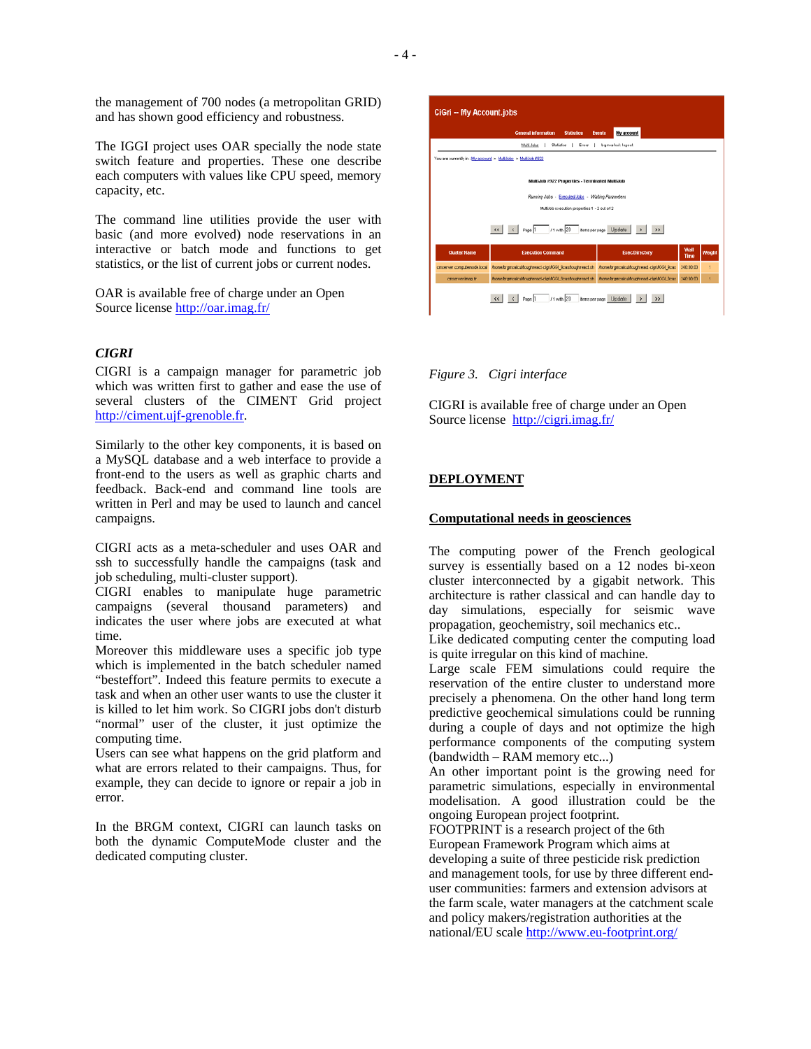the management of 700 nodes (a metropolitan GRID) and has shown good efficiency and robustness.

The IGGI project uses OAR specially the node state switch feature and properties. These one describe each computers with values like CPU speed, memory capacity, etc.

The command line utilities provide the user with basic (and more evolved) node reservations in an interactive or batch mode and functions to get statistics, or the list of current jobs or current nodes.

OAR is available free of charge under an Open Source license http://oar.imag.fr/

### *CIGRI*

CIGRI is a campaign manager for parametric job which was written first to gather and ease the use of several clusters of the CIMENT Grid project http://ciment.ujf-grenoble.fr.

Similarly to the other key components, it is based on a MySQL database and a web interface to provide a front-end to the users as well as graphic charts and feedback. Back-end and command line tools are written in Perl and may be used to launch and cancel campaigns.

CIGRI acts as a meta-scheduler and uses OAR and ssh to successfully handle the campaigns (task and job scheduling, multi-cluster support).
CIGRI enables to manipulate huge parametric campaigns (several thousand parameters) and indicates the user where jobs are executed at what time.
Moreover this middleware uses a specific job type which is implemented in the batch scheduler named "besteffort". Indeed this feature permits to execute a task and when an other user wants to use the cluster it is killed to let him work. So CIGRI jobs don't disturb "normal" user of the cluster, it just optimize the computing time.
Users can see what happens on the grid platform and what are errors related to their campaigns. Thus, for example, they can decide to ignore or repair a job in error.

In the BRGM context, CIGRI can launch tasks on both the dynamic ComputeMode cluster and the dedicated computing cluster.

*Figure 3. Cigri interface*

CIGRI is available free of charge under an Open Source license http://cigri.imag.fr/

## DEPLOYMENT

### Computational needs in geosciences

The computing power of the French geological survey is essentially based on a 12 nodes bi-xeon cluster interconnected by a gigabit network. This architecture is rather classical and can handle day to day simulations, especially for seismic wave propagation, geochemistry, soil mechanics etc..
Like dedicated computing center the computing load is quite irregular on this kind of machine.
Large scale FEM simulations could require the reservation of the entire cluster to understand more precisely a phenomena. On the other hand long term predictive geochemical simulations could be running during a couple of days and not optimize the high performance components of the computing system (bandwidth – RAM memory etc...)
An other important point is the growing need for parametric simulations, especially in environmental modelisation. A good illustration could be the ongoing European project footprint.
FOOTPRINT is a research project of the 6th European Framework Program which aims at developing a suite of three pesticide risk prediction and management tools, for use by three different end-user communities: farmers and extension advisors at the farm scale, water managers at the catchment scale and policy makers/registration authorities at the national/EU scale http://www.eu-footprint.org/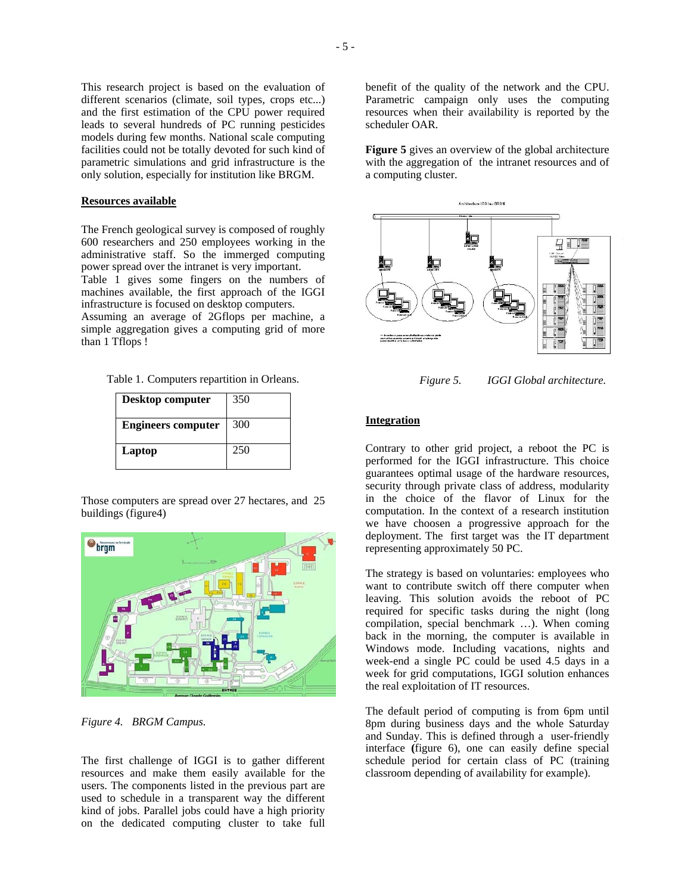This research project is based on the evaluation of different scenarios (climate, soil types, crops etc...) and the first estimation of the CPU power required leads to several hundreds of PC running pesticides models during few months. National scale computing facilities could not be totally devoted for such kind of parametric simulations and grid infrastructure is the only solution, especially for institution like BRGM.

## Resources available

The French geological survey is composed of roughly 600 researchers and 250 employees working in the administrative staff. So the immerged computing power spread over the intranet is very important.
Table 1 gives some fingers on the numbers of machines available, the first approach of the IGGI infrastructure is focused on desktop computers.
Assuming an average of 2Gflops per machine, a simple aggregation gives a computing grid of more than 1 Tflops !

Table 1. Computers repartition in Orleans.

| | |
|---|---|
| **Desktop computer** | 350 |
| **Engineers computer** | 300 |
| **Laptop** | 250 |

Those computers are spread over 27 hectares, and 25 buildings (figure4)

*Figure 4. BRGM Campus.*

The first challenge of IGGI is to gather different resources and make them easily available for the users. The components listed in the previous part are used to schedule in a transparent way the different kind of jobs. Parallel jobs could have a high priority on the dedicated computing cluster to take full benefit of the quality of the network and the CPU. Parametric campaign only uses the computing resources when their availability is reported by the scheduler OAR.

**Figure 5** gives an overview of the global architecture with the aggregation of the intranet resources and of a computing cluster.

*Figure 5. IGGI Global architecture.*

## Integration

Contrary to other grid project, a reboot the PC is performed for the IGGI infrastructure. This choice guarantees optimal usage of the hardware resources, security through private class of address, modularity in the choice of the flavor of Linux for the computation. In the context of a research institution we have choosen a progressive approach for the deployment. The first target was the IT department representing approximately 50 PC.

The strategy is based on voluntaries: employees who want to contribute switch off there computer when leaving. This solution avoids the reboot of PC required for specific tasks during the night (long compilation, special benchmark …). When coming back in the morning, the computer is available in Windows mode. Including vacations, nights and week-end a single PC could be used 4.5 days in a week for grid computations, IGGI solution enhances the real exploitation of IT resources.

The default period of computing is from 6pm until 8pm during business days and the whole Saturday and Sunday. This is defined through a user-friendly interface **(**figure 6), one can easily define special schedule period for certain class of PC (training classroom depending of availability for example).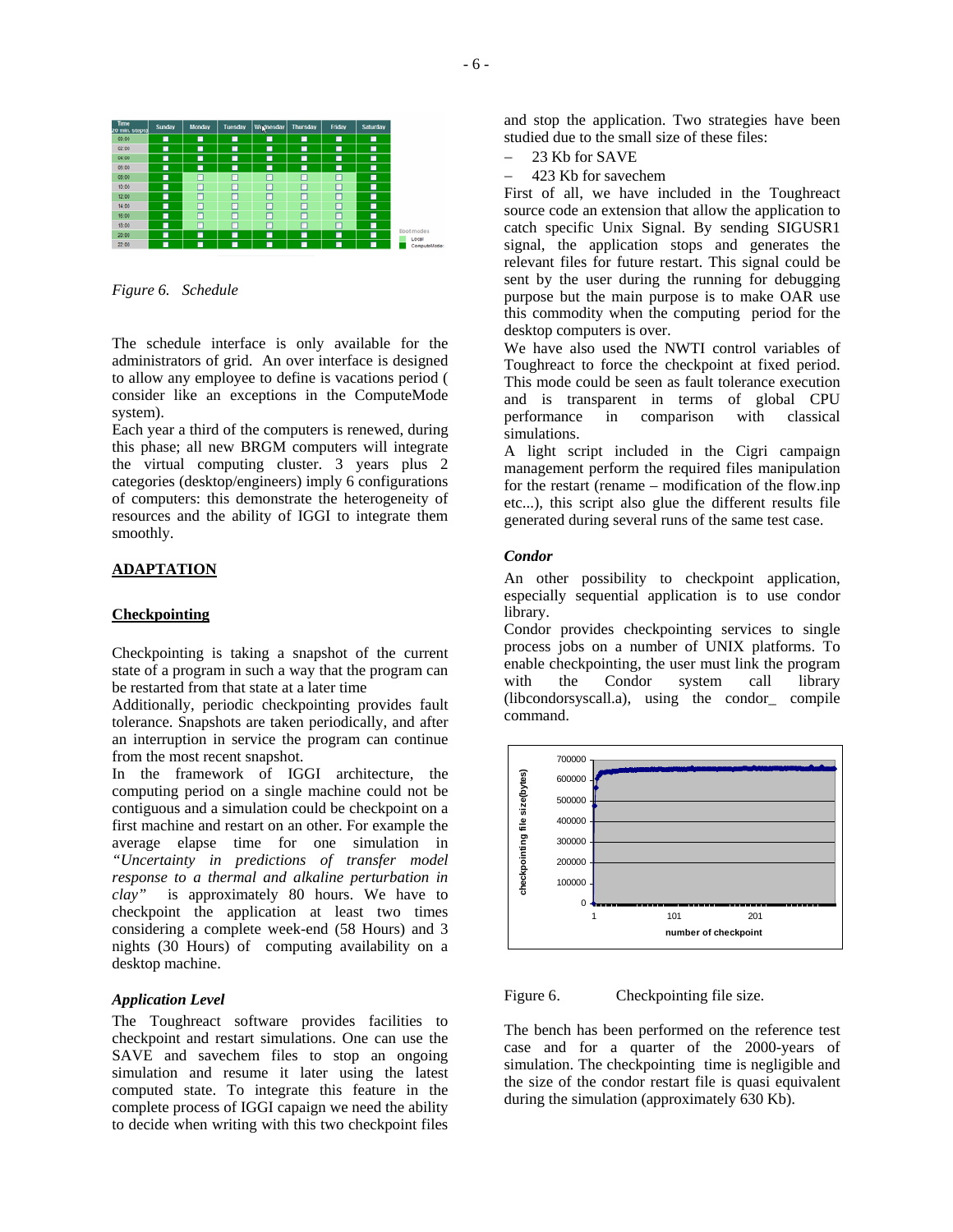Figure 6. Schedule

The schedule interface is only available for the administrators of grid. An over interface is designed to allow any employee to define is vacations period ( consider like an exceptions in the ComputeMode system).

Each year a third of the computers is renewed, during this phase; all new BRGM computers will integrate the virtual computing cluster. 3 years plus 2 categories (desktop/engineers) imply 6 configurations of computers: this demonstrate the heterogeneity of resources and the ability of IGGI to integrate them smoothly.

## ADAPTATION

### Checkpointing

Checkpointing is taking a snapshot of the current state of a program in such a way that the program can be restarted from that state at a later time

Additionally, periodic checkpointing provides fault tolerance. Snapshots are taken periodically, and after an interruption in service the program can continue from the most recent snapshot.

In the framework of IGGI architecture, the computing period on a single machine could not be contiguous and a simulation could be checkpoint on a first machine and restart on an other. For example the average elapse time for one simulation in *"Uncertainty in predictions of transfer model response to a thermal and alkaline perturbation in clay"* is approximately 80 hours. We have to checkpoint the application at least two times considering a complete week-end (58 Hours) and 3 nights (30 Hours) of computing availability on a desktop machine.

#### *Application Level*

The Toughreact software provides facilities to checkpoint and restart simulations. One can use the SAVE and savechem files to stop an ongoing simulation and resume it later using the latest computed state. To integrate this feature in the complete process of IGGI capaign we need the ability to decide when writing with this two checkpoint files and stop the application. Two strategies have been studied due to the small size of these files:

– 23 Kb for SAVE
– 423 Kb for savechem

First of all, we have included in the Toughreact source code an extension that allow the application to catch specific Unix Signal. By sending SIGUSR1 signal, the application stops and generates the relevant files for future restart. This signal could be sent by the user during the running for debugging purpose but the main purpose is to make OAR use this commodity when the computing period for the desktop computers is over.

We have also used the NWTI control variables of Toughreact to force the checkpoint at fixed period. This mode could be seen as fault tolerance execution and is transparent in terms of global CPU performance in comparison with classical simulations.

A light script included in the Cigri campaign management perform the required files manipulation for the restart (rename – modification of the flow.inp etc...), this script also glue the different results file generated during several runs of the same test case.

#### *Condor*

An other possibility to checkpoint application, especially sequential application is to use condor library.

Condor provides checkpointing services to single process jobs on a number of UNIX platforms. To enable checkpointing, the user must link the program with the Condor system call library (libcondorsyscall.a), using the condor_ compile command.

Figure 6. Checkpointing file size.

The bench has been performed on the reference test case and for a quarter of the 2000-years of simulation. The checkpointing time is negligible and the size of the condor restart file is quasi equivalent during the simulation (approximately 630 Kb).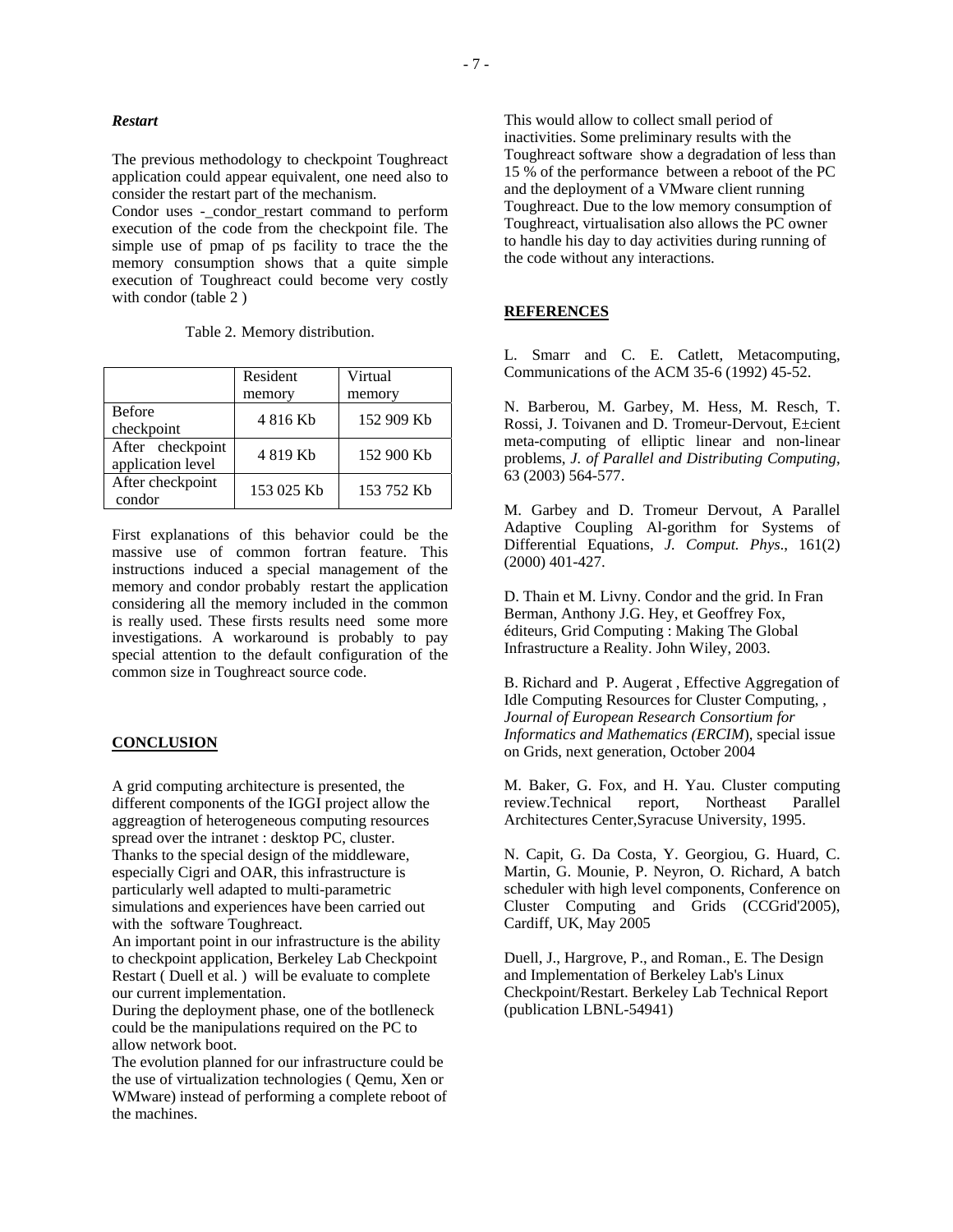### *Restart*

The previous methodology to checkpoint Toughreact application could appear equivalent, one need also to consider the restart part of the mechanism.

Condor uses -_condor_restart command to perform execution of the code from the checkpoint file. The simple use of pmap of ps facility to trace the the memory consumption shows that a quite simple execution of Toughreact could become very costly with condor (table 2 )

Table 2. Memory distribution.

| | Resident memory | Virtual memory |
|---|---|---|
| Before checkpoint | 4 816 Kb | 152 909 Kb |
| After checkpoint application level | 4 819 Kb | 152 900 Kb |
| After checkpoint condor | 153 025 Kb | 153 752 Kb |

First explanations of this behavior could be the massive use of common fortran feature. This instructions induced a special management of the memory and condor probably restart the application considering all the memory included in the common is really used. These firsts results need some more investigations. A workaround is probably to pay special attention to the default configuration of the common size in Toughreact source code.

## CONCLUSION

A grid computing architecture is presented, the different components of the IGGI project allow the aggreagtion of heterogeneous computing resources spread over the intranet : desktop PC, cluster. Thanks to the special design of the middleware, especially Cigri and OAR, this infrastructure is particularly well adapted to multi-parametric simulations and experiences have been carried out with the software Toughreact.

An important point in our infrastructure is the ability to checkpoint application, Berkeley Lab Checkpoint Restart ( Duell et al. ) will be evaluate to complete our current implementation.

During the deployment phase, one of the botlleneck could be the manipulations required on the PC to allow network boot.

The evolution planned for our infrastructure could be the use of virtualization technologies ( Qemu, Xen or WMware) instead of performing a complete reboot of the machines.

This would allow to collect small period of inactivities. Some preliminary results with the Toughreact software show a degradation of less than 15 % of the performance between a reboot of the PC and the deployment of a VMware client running Toughreact. Due to the low memory consumption of Toughreact, virtualisation also allows the PC owner to handle his day to day activities during running of the code without any interactions.

## REFERENCES

L. Smarr and C. E. Catlett, Metacomputing, Communications of the ACM 35-6 (1992) 45-52.

N. Barberou, M. Garbey, M. Hess, M. Resch, T. Rossi, J. Toivanen and D. Tromeur-Dervout, E±cient meta-computing of elliptic linear and non-linear problems, *J. of Parallel and Distributing Computing*, 63 (2003) 564-577.

M. Garbey and D. Tromeur Dervout, A Parallel Adaptive Coupling Al-gorithm for Systems of Differential Equations, *J. Comput. Phys*., 161(2) (2000) 401-427.

D. Thain et M. Livny. Condor and the grid. In Fran Berman, Anthony J.G. Hey, et Geoffrey Fox, éditeurs, Grid Computing : Making The Global Infrastructure a Reality. John Wiley, 2003.

B. Richard and P. Augerat , Effective Aggregation of Idle Computing Resources for Cluster Computing, , *Journal of European Research Consortium for Informatics and Mathematics (ERCIM*), special issue on Grids, next generation, October 2004

M. Baker, G. Fox, and H. Yau. Cluster computing review.Technical report, Northeast Parallel Architectures Center,Syracuse University, 1995.

N. Capit, G. Da Costa, Y. Georgiou, G. Huard, C. Martin, G. Mounie, P. Neyron, O. Richard, A batch scheduler with high level components, Conference on Cluster Computing and Grids (CCGrid'2005), Cardiff, UK, May 2005

Duell, J., Hargrove, P., and Roman., E. The Design and Implementation of Berkeley Lab's Linux Checkpoint/Restart. Berkeley Lab Technical Report (publication LBNL-54941)